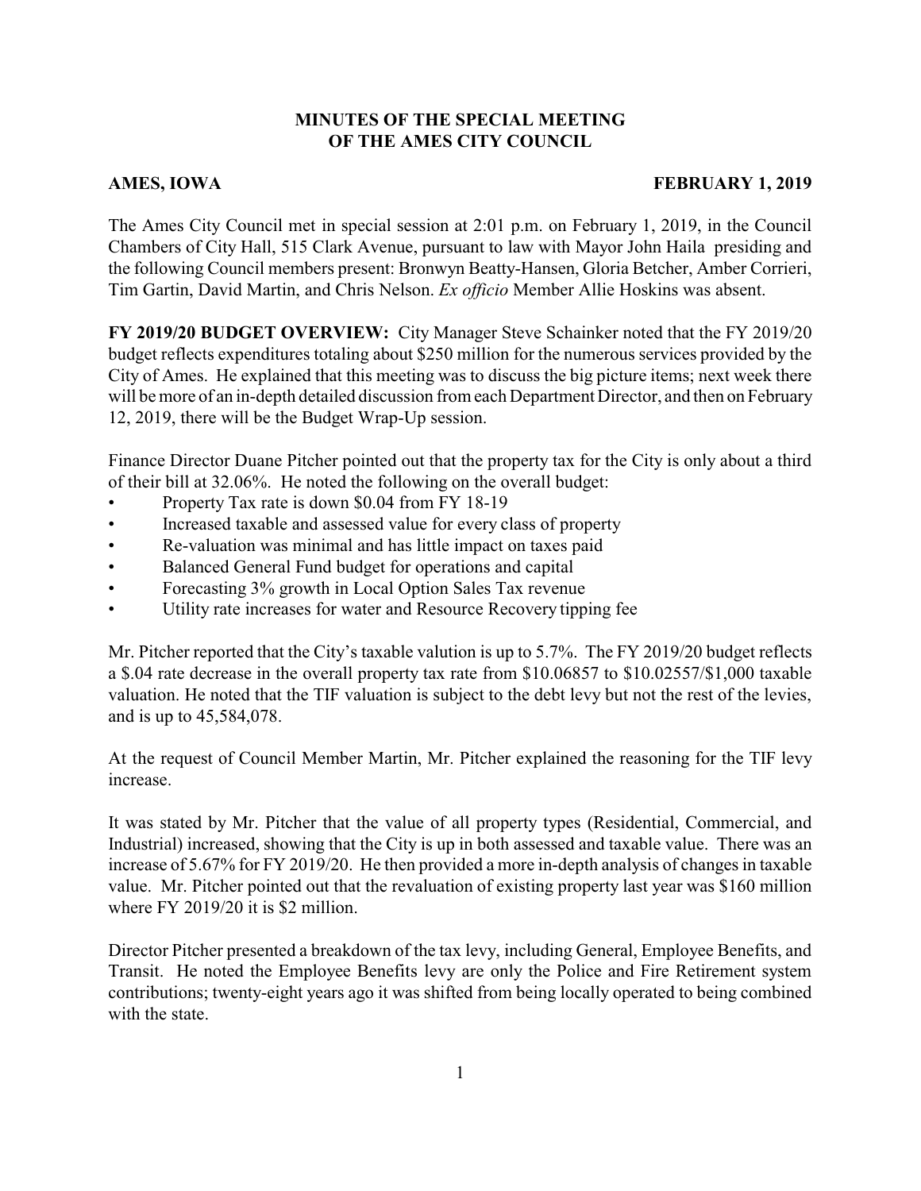# MINUTES OF THE SPECIAL MEETING
# OF THE AMES CITY COUNCIL

**AMES, IOWA** **FEBRUARY 1, 2019**

The Ames City Council met in special session at 2:01 p.m. on February 1, 2019, in the Council Chambers of City Hall, 515 Clark Avenue, pursuant to law with Mayor John Haila presiding and the following Council members present: Bronwyn Beatty-Hansen, Gloria Betcher, Amber Corrieri, Tim Gartin, David Martin, and Chris Nelson. *Ex officio* Member Allie Hoskins was absent.

**FY 2019/20 BUDGET OVERVIEW:** City Manager Steve Schainker noted that the FY 2019/20 budget reflects expenditures totaling about $250 million for the numerous services provided by the City of Ames. He explained that this meeting was to discuss the big picture items; next week there will be more of an in-depth detailed discussion from each Department Director, and then on February 12, 2019, there will be the Budget Wrap-Up session.

Finance Director Duane Pitcher pointed out that the property tax for the City is only about a third of their bill at 32.06%. He noted the following on the overall budget:

- Property Tax rate is down $0.04 from FY 18-19
- Increased taxable and assessed value for every class of property
- Re-valuation was minimal and has little impact on taxes paid
- Balanced General Fund budget for operations and capital
- Forecasting 3% growth in Local Option Sales Tax revenue
- Utility rate increases for water and Resource Recovery tipping fee

Mr. Pitcher reported that the City's taxable valution is up to 5.7%. The FY 2019/20 budget reflects a $.04 rate decrease in the overall property tax rate from $10.06857 to $10.02557/$1,000 taxable valuation. He noted that the TIF valuation is subject to the debt levy but not the rest of the levies, and is up to 45,584,078.

At the request of Council Member Martin, Mr. Pitcher explained the reasoning for the TIF levy increase.

It was stated by Mr. Pitcher that the value of all property types (Residential, Commercial, and Industrial) increased, showing that the City is up in both assessed and taxable value. There was an increase of 5.67% for FY 2019/20. He then provided a more in-depth analysis of changes in taxable value. Mr. Pitcher pointed out that the revaluation of existing property last year was $160 million where FY 2019/20 it is $2 million.

Director Pitcher presented a breakdown of the tax levy, including General, Employee Benefits, and Transit. He noted the Employee Benefits levy are only the Police and Fire Retirement system contributions; twenty-eight years ago it was shifted from being locally operated to being combined with the state.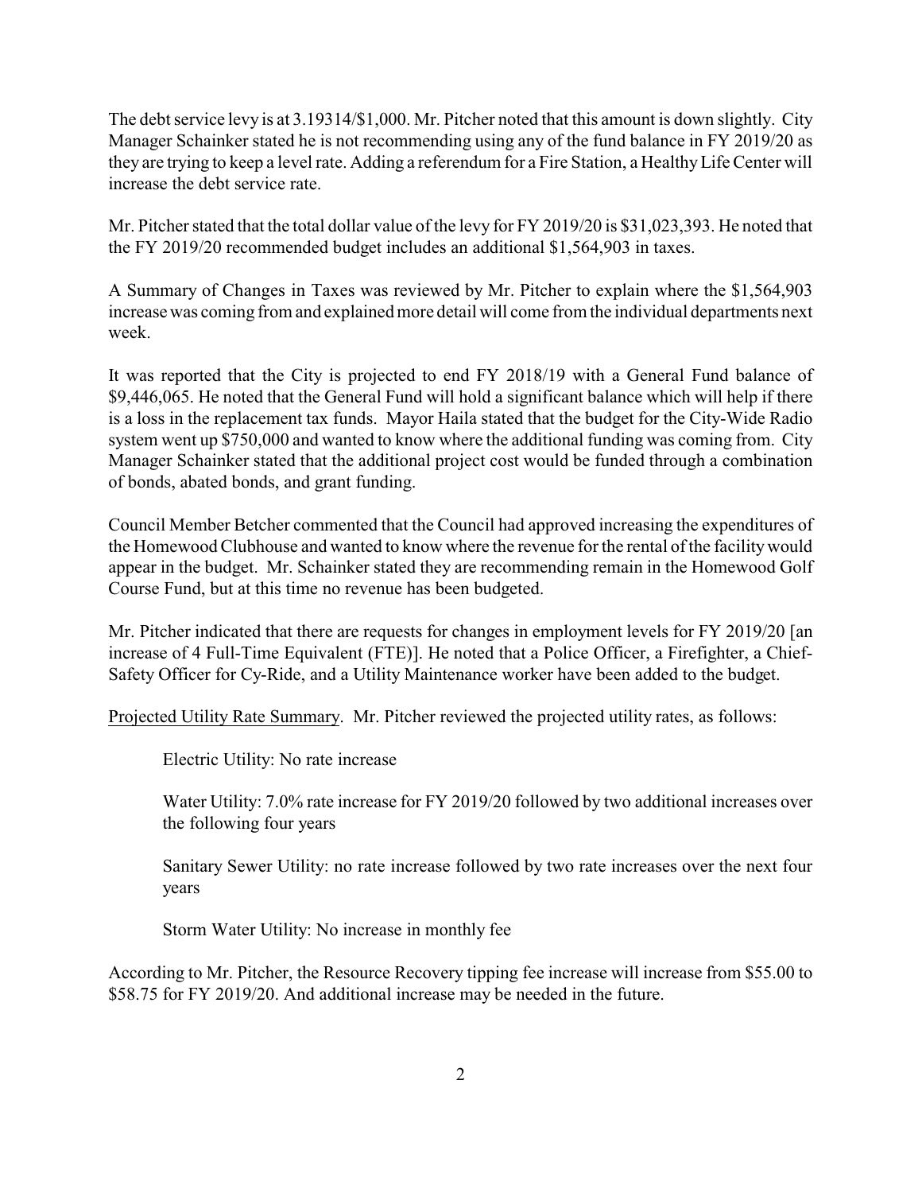The debt service levy is at 3.19314/$1,000. Mr. Pitcher noted that this amount is down slightly. City Manager Schainker stated he is not recommending using any of the fund balance in FY 2019/20 as they are trying to keep a level rate. Adding a referendum for a Fire Station, a Healthy Life Center will increase the debt service rate.

Mr. Pitcher stated that the total dollar value of the levy for FY 2019/20 is $31,023,393. He noted that the FY 2019/20 recommended budget includes an additional $1,564,903 in taxes.

A Summary of Changes in Taxes was reviewed by Mr. Pitcher to explain where the $1,564,903 increase was coming from and explained more detail will come from the individual departments next week.

It was reported that the City is projected to end FY 2018/19 with a General Fund balance of $9,446,065. He noted that the General Fund will hold a significant balance which will help if there is a loss in the replacement tax funds. Mayor Haila stated that the budget for the City-Wide Radio system went up $750,000 and wanted to know where the additional funding was coming from. City Manager Schainker stated that the additional project cost would be funded through a combination of bonds, abated bonds, and grant funding.

Council Member Betcher commented that the Council had approved increasing the expenditures of the Homewood Clubhouse and wanted to know where the revenue for the rental of the facility would appear in the budget. Mr. Schainker stated they are recommending remain in the Homewood Golf Course Fund, but at this time no revenue has been budgeted.

Mr. Pitcher indicated that there are requests for changes in employment levels for FY 2019/20 [an increase of 4 Full-Time Equivalent (FTE)]. He noted that a Police Officer, a Firefighter, a Chief-Safety Officer for Cy-Ride, and a Utility Maintenance worker have been added to the budget.

Projected Utility Rate Summary. Mr. Pitcher reviewed the projected utility rates, as follows:

Electric Utility: No rate increase

Water Utility: 7.0% rate increase for FY 2019/20 followed by two additional increases over the following four years

Sanitary Sewer Utility: no rate increase followed by two rate increases over the next four years

Storm Water Utility: No increase in monthly fee

According to Mr. Pitcher, the Resource Recovery tipping fee increase will increase from $55.00 to $58.75 for FY 2019/20. And additional increase may be needed in the future.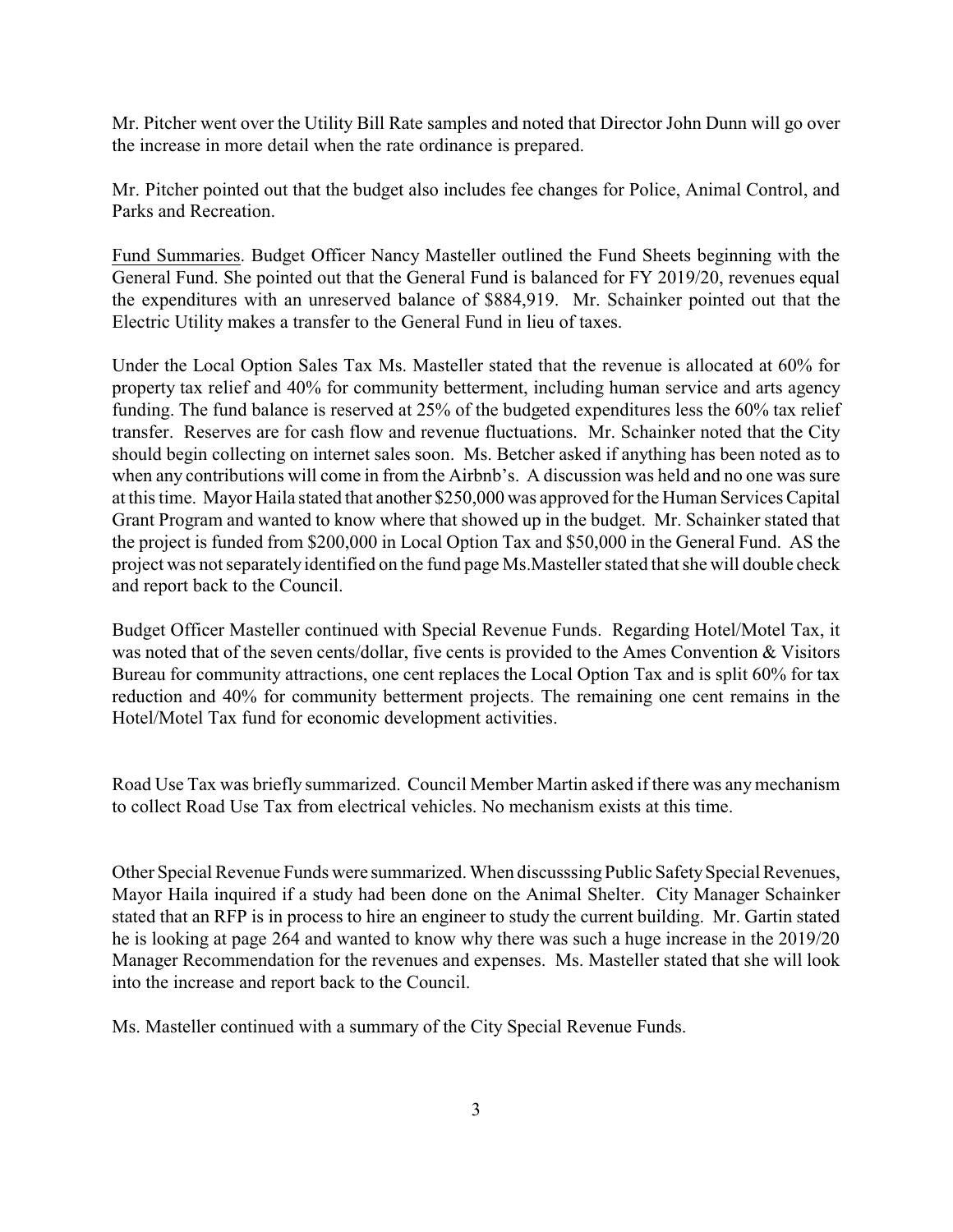Mr. Pitcher went over the Utility Bill Rate samples and noted that Director John Dunn will go over the increase in more detail when the rate ordinance is prepared.

Mr. Pitcher pointed out that the budget also includes fee changes for Police, Animal Control, and Parks and Recreation.

Fund Summaries. Budget Officer Nancy Masteller outlined the Fund Sheets beginning with the General Fund. She pointed out that the General Fund is balanced for FY 2019/20, revenues equal the expenditures with an unreserved balance of $884,919. Mr. Schainker pointed out that the Electric Utility makes a transfer to the General Fund in lieu of taxes.

Under the Local Option Sales Tax Ms. Masteller stated that the revenue is allocated at 60% for property tax relief and 40% for community betterment, including human service and arts agency funding. The fund balance is reserved at 25% of the budgeted expenditures less the 60% tax relief transfer. Reserves are for cash flow and revenue fluctuations. Mr. Schainker noted that the City should begin collecting on internet sales soon. Ms. Betcher asked if anything has been noted as to when any contributions will come in from the Airbnb's. A discussion was held and no one was sure at this time. Mayor Haila stated that another $250,000 was approved for the Human Services Capital Grant Program and wanted to know where that showed up in the budget. Mr. Schainker stated that the project is funded from $200,000 in Local Option Tax and $50,000 in the General Fund. AS the project was not separately identified on the fund page Ms.Masteller stated that she will double check and report back to the Council.

Budget Officer Masteller continued with Special Revenue Funds. Regarding Hotel/Motel Tax, it was noted that of the seven cents/dollar, five cents is provided to the Ames Convention & Visitors Bureau for community attractions, one cent replaces the Local Option Tax and is split 60% for tax reduction and 40% for community betterment projects. The remaining one cent remains in the Hotel/Motel Tax fund for economic development activities.

Road Use Tax was briefly summarized. Council Member Martin asked if there was any mechanism to collect Road Use Tax from electrical vehicles. No mechanism exists at this time.

Other Special Revenue Funds were summarized. When discusssing Public Safety Special Revenues, Mayor Haila inquired if a study had been done on the Animal Shelter. City Manager Schainker stated that an RFP is in process to hire an engineer to study the current building. Mr. Gartin stated he is looking at page 264 and wanted to know why there was such a huge increase in the 2019/20 Manager Recommendation for the revenues and expenses. Ms. Masteller stated that she will look into the increase and report back to the Council.

Ms. Masteller continued with a summary of the City Special Revenue Funds.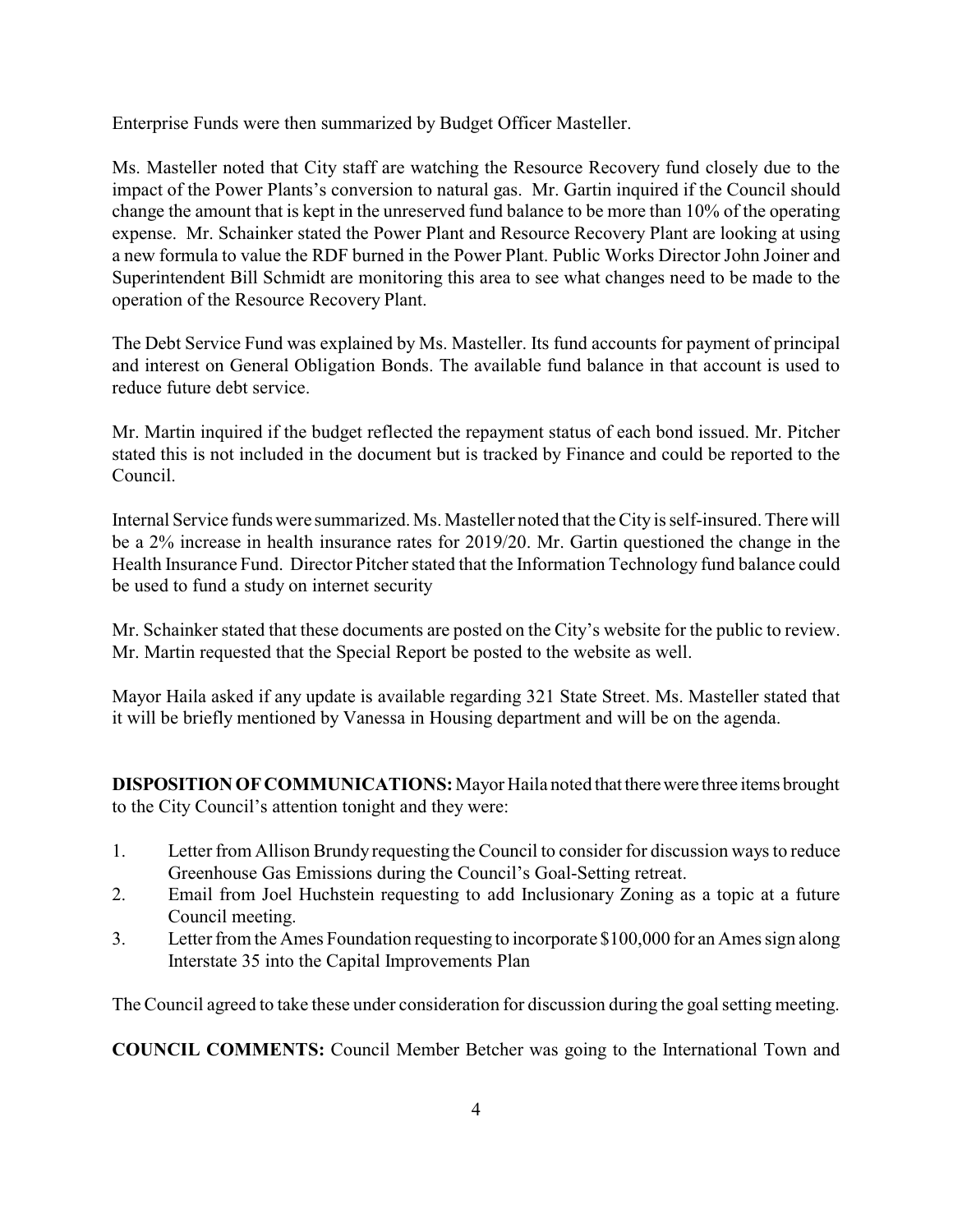Enterprise Funds were then summarized by Budget Officer Masteller.

Ms. Masteller noted that City staff are watching the Resource Recovery fund closely due to the impact of the Power Plants's conversion to natural gas. Mr. Gartin inquired if the Council should change the amount that is kept in the unreserved fund balance to be more than 10% of the operating expense. Mr. Schainker stated the Power Plant and Resource Recovery Plant are looking at using a new formula to value the RDF burned in the Power Plant. Public Works Director John Joiner and Superintendent Bill Schmidt are monitoring this area to see what changes need to be made to the operation of the Resource Recovery Plant.

The Debt Service Fund was explained by Ms. Masteller. Its fund accounts for payment of principal and interest on General Obligation Bonds. The available fund balance in that account is used to reduce future debt service.

Mr. Martin inquired if the budget reflected the repayment status of each bond issued. Mr. Pitcher stated this is not included in the document but is tracked by Finance and could be reported to the Council.

Internal Service funds were summarized. Ms. Masteller noted that the City is self-insured. There will be a 2% increase in health insurance rates for 2019/20. Mr. Gartin questioned the change in the Health Insurance Fund. Director Pitcher stated that the Information Technology fund balance could be used to fund a study on internet security

Mr. Schainker stated that these documents are posted on the City's website for the public to review. Mr. Martin requested that the Special Report be posted to the website as well.

Mayor Haila asked if any update is available regarding 321 State Street. Ms. Masteller stated that it will be briefly mentioned by Vanessa in Housing department and will be on the agenda.

**DISPOSITION OF COMMUNICATIONS:** Mayor Haila noted that there were three items brought to the City Council's attention tonight and they were:

1. Letter from Allison Brundy requesting the Council to consider for discussion ways to reduce Greenhouse Gas Emissions during the Council's Goal-Setting retreat.
2. Email from Joel Huchstein requesting to add Inclusionary Zoning as a topic at a future Council meeting.
3. Letter from the Ames Foundation requesting to incorporate $100,000 for an Ames sign along Interstate 35 into the Capital Improvements Plan

The Council agreed to take these under consideration for discussion during the goal setting meeting.

**COUNCIL COMMENTS:** Council Member Betcher was going to the International Town and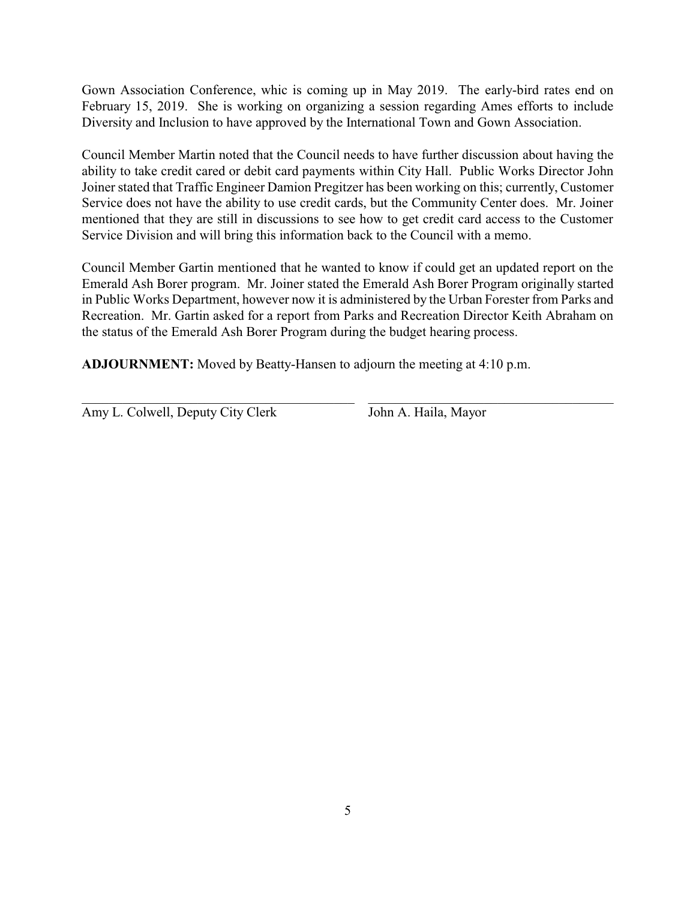Gown Association Conference, whic is coming up in May 2019. The early-bird rates end on February 15, 2019. She is working on organizing a session regarding Ames efforts to include Diversity and Inclusion to have approved by the International Town and Gown Association.

Council Member Martin noted that the Council needs to have further discussion about having the ability to take credit cared or debit card payments within City Hall. Public Works Director John Joiner stated that Traffic Engineer Damion Pregitzer has been working on this; currently, Customer Service does not have the ability to use credit cards, but the Community Center does. Mr. Joiner mentioned that they are still in discussions to see how to get credit card access to the Customer Service Division and will bring this information back to the Council with a memo.

Council Member Gartin mentioned that he wanted to know if could get an updated report on the Emerald Ash Borer program. Mr. Joiner stated the Emerald Ash Borer Program originally started in Public Works Department, however now it is administered by the Urban Forester from Parks and Recreation. Mr. Gartin asked for a report from Parks and Recreation Director Keith Abraham on the status of the Emerald Ash Borer Program during the budget hearing process.

**ADJOURNMENT:** Moved by Beatty-Hansen to adjourn the meeting at 4:10 p.m.

\_\_\_\_\_\_\_\_\_\_\_\_\_\_\_\_\_\_\_\_\_\_\_\_\_\_\_\_\_\_\_\_\_\_\_\_\_\_\_\_

Amy L. Colwell, Deputy City Clerk

\_\_\_\_\_\_\_\_\_\_\_\_\_\_\_\_\_\_\_\_\_\_\_\_\_\_\_\_\_\_\_\_\_\_\_\_\_\_\_\_

John A. Haila, Mayor